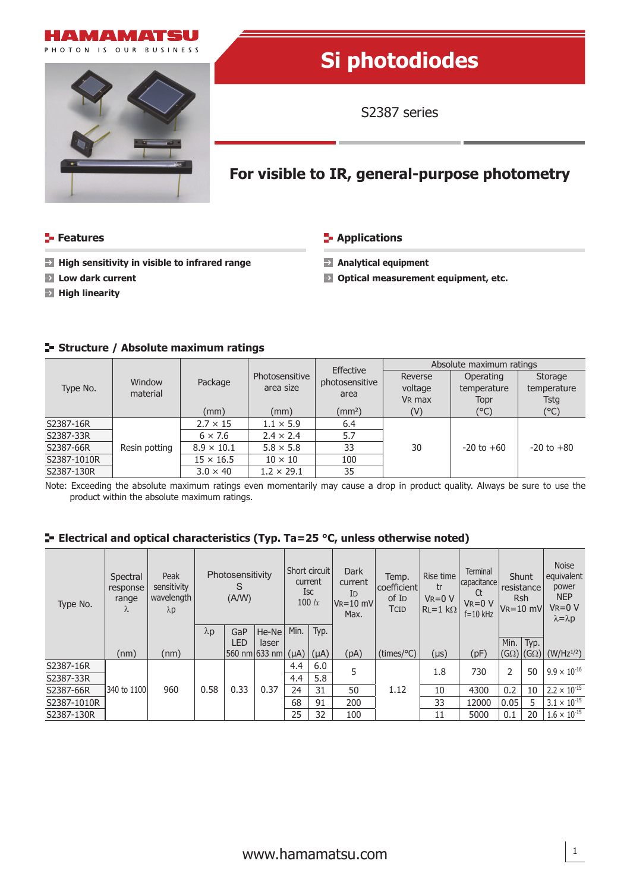HAMAMATSU

PHOTON IS OUR BUSINESS

# Si photodiodes

S2387 series

## For visible to IR, general-purpose photometry

### Features

- High sensitivity in visible to infrared range
- Low dark current
- High linearity

### Applications

- Analytical equipment
- Optical measurement equipment, etc.

### Structure / Absolute maximum ratings

| Type No. | Window material | Package (mm) | Photosensitive area size (mm) | Effective photosensitive area ($mm^2$) | Absolute maximum ratings | | |
|---|---|---|---|---|---|---|---|
| | | | | | Reverse voltage $V_R$ max (V) | Operating temperature Topr (°C) | Storage temperature Tstg (°C) |
| S2387-16R | Resin potting | 2.7 × 15 | 1.1 × 5.9 | 6.4 | 30 | -20 to +60 | -20 to +80 |
| S2387-33R | | 6 × 7.6 | 2.4 × 2.4 | 5.7 | | | |
| S2387-66R | | 8.9 × 10.1 | 5.8 × 5.8 | 33 | | | |
| S2387-1010R | | 15 × 16.5 | 10 × 10 | 100 | | | |
| S2387-130R | | 3.0 × 40 | 1.2 × 29.1 | 35 | | | |

Note: Exceeding the absolute maximum ratings even momentarily may cause a drop in product quality. Always be sure to use the product within the absolute maximum ratings.

### Electrical and optical characteristics (Typ. Ta=25 °C, unless otherwise noted)

| Type No. | Spectral response range λ (nm) | Peak sensitivity wavelength λp (nm) | Photosensitivity S (A/W) | | | Short circuit current Isc 100 lx | | Dark current $I_D$ $V_R$=10 mV Max. (pA) | Temp. coefficient of $I_D$ TCID (times/°C) | Rise time tr $V_R$=0 V $R_L$=1 kΩ (μs) | Terminal capacitance Ct $V_R$=0 V f=10 kHz (pF) | Shunt resistance Rsh $V_R$=10 mV | | Noise equivalent power NEP $V_R$=0 V λ=λp ($W/Hz^{1/2}$) |
|---|---|---|---|---|---|---|---|---|---|---|---|---|---|---|
| | | | λp | GaP LED 560 nm | He-Ne laser 633 nm | Min. (μA) | Typ. (μA) | | | | | Min. (GΩ) | Typ. (GΩ) | |
| S2387-16R | 340 to 1100 | 960 | 0.58 | 0.33 | 0.37 | 4.4 | 6.0 | 5 | 1.12 | 1.8 | 730 | 2 | 50 | $9.9 \times 10^{-16}$ |
| S2387-33R | | | | | | 4.4 | 5.8 | | | | | | | |
| S2387-66R | | | | | | 24 | 31 | 50 | | 10 | 4300 | 0.2 | 10 | $2.2 \times 10^{-15}$ |
| S2387-1010R | | | | | | 68 | 91 | 200 | | 33 | 12000 | 0.05 | 5 | $3.1 \times 10^{-15}$ |
| S2387-130R | | | | | | 25 | 32 | 100 | | 11 | 5000 | 0.1 | 20 | $1.6 \times 10^{-15}$ |

www.hamamatsu.com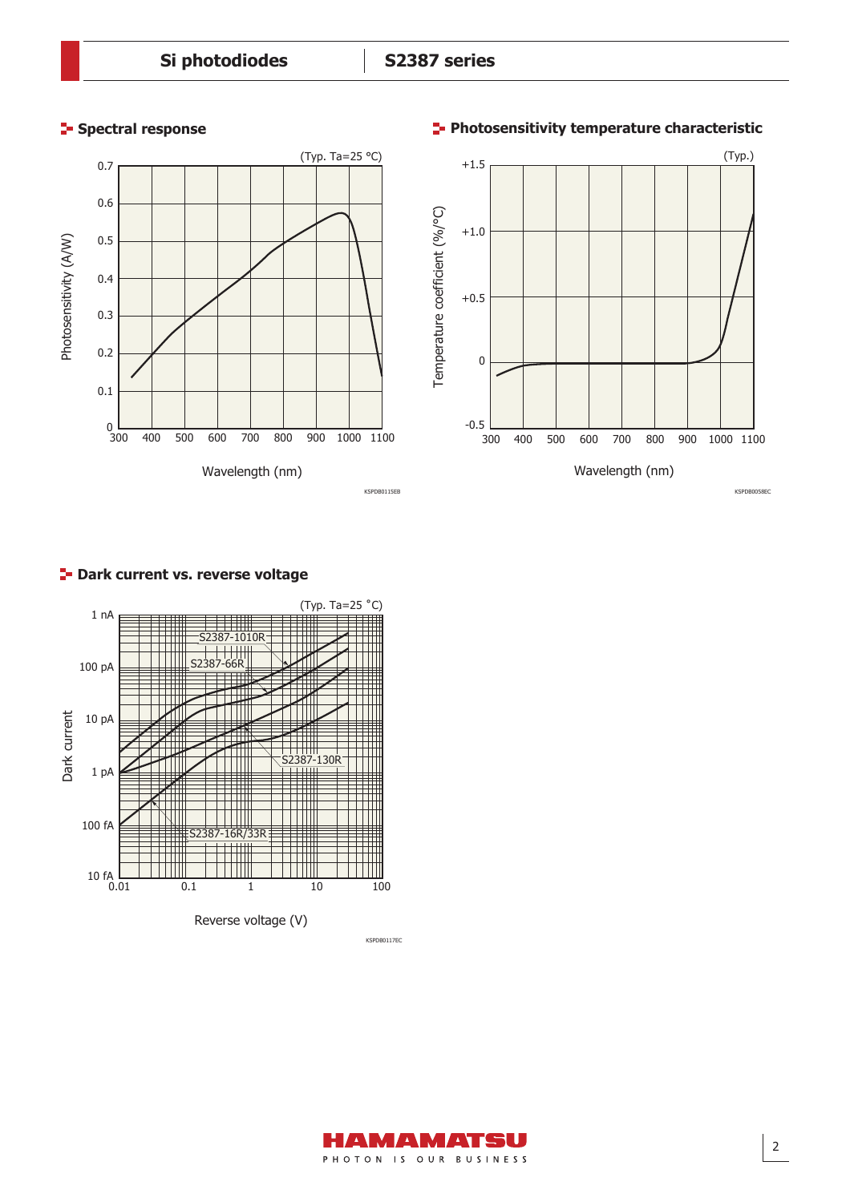## Spectral response

(Typ. Ta=25 °C)

Photosensitivity (A/W) vs. Wavelength (nm)

KSPDB0115EB

## Photosensitivity temperature characteristic

(Typ.)

Temperature coefficient (%/°C) vs. Wavelength (nm)

KSPDB0058EC

## Dark current vs. reverse voltage

(Typ. Ta=25 °C)

Dark current vs. Reverse voltage (V)

S2387-1010R, S2387-66R, S2387-130R, S2387-16R/33R

KSPDB0117EC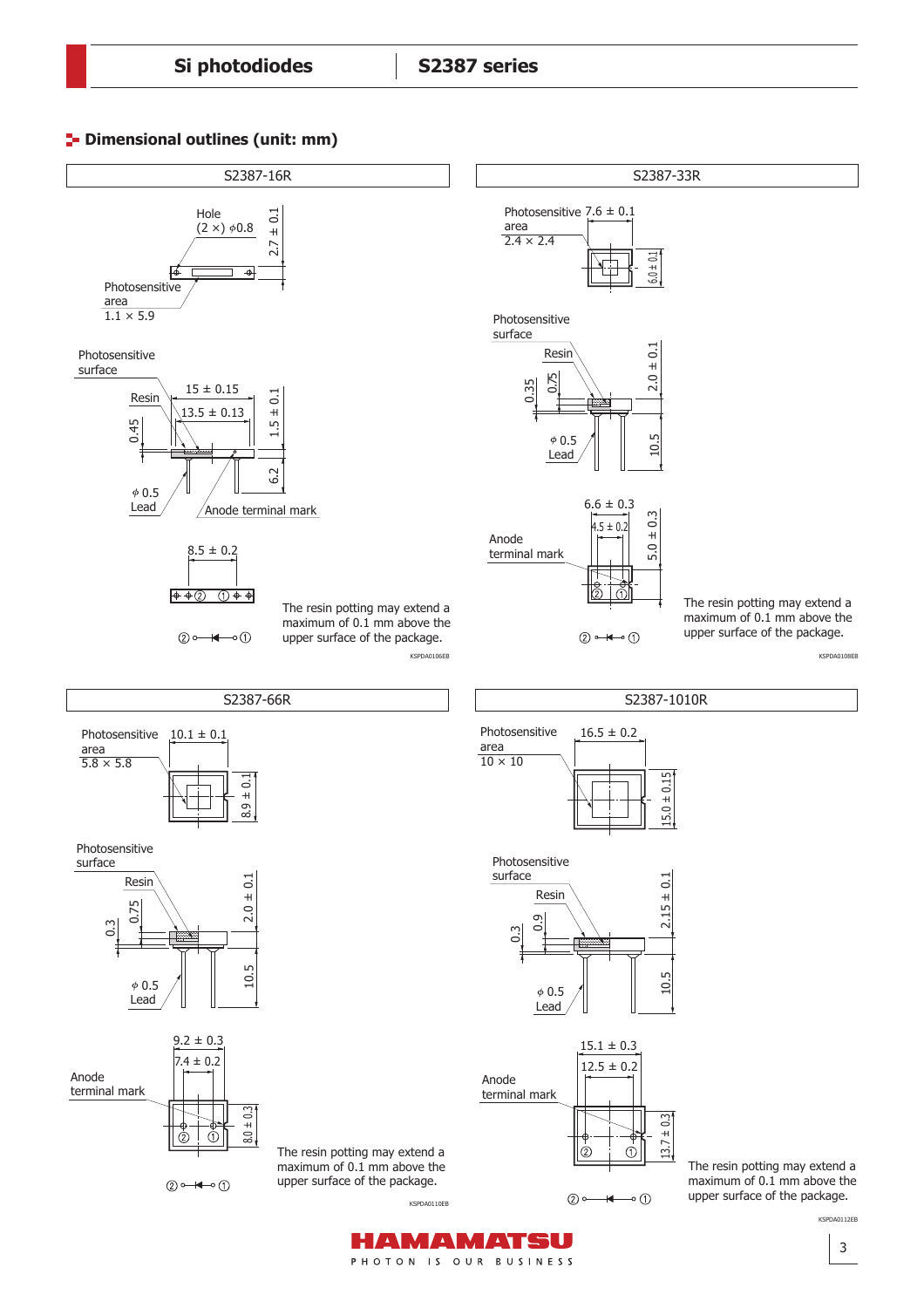## Dimensional outlines (unit: mm)

### S2387-16R

Hole (2 ×) ϕ0.8

2.7 ± 0.1

Photosensitive area 1.1 × 5.9

Photosensitive surface

Resin

15 ± 0.15

13.5 ± 0.13

1.5 ± 0.1

0.45

6.2

ϕ 0.5 Lead

Anode terminal mark

8.5 ± 0.2

The resin potting may extend a maximum of 0.1 mm above the upper surface of the package.

KSPDA0106EB

### S2387-33R

Photosensitive area 2.4 × 2.4

7.6 ± 0.1

6.0 ± 0.1

Photosensitive surface

Resin

0.35

0.75

2.0 ± 0.1

ϕ 0.5 Lead

10.5

6.6 ± 0.3

4.5 ± 0.2

5.0 ± 0.3

Anode terminal mark

The resin potting may extend a maximum of 0.1 mm above the upper surface of the package.

KSPDA0108EB

### S2387-66R

Photosensitive area 5.8 × 5.8

10.1 ± 0.1

8.9 ± 0.1

Photosensitive surface

Resin

0.3

0.75

2.0 ± 0.1

ϕ 0.5 Lead

10.5

9.2 ± 0.3

7.4 ± 0.2

Anode terminal mark

8.0 ± 0.3

The resin potting may extend a maximum of 0.1 mm above the upper surface of the package.

KSPDA0110EB

### S2387-1010R

Photosensitive area 10 × 10

16.5 ± 0.2

15.0 ± 0.15

Photosensitive surface

Resin

0.3

0.9

2.15 ± 0.1

ϕ 0.5 Lead

10.5

15.1 ± 0.3

12.5 ± 0.2

Anode terminal mark

13.7 ± 0.3

The resin potting may extend a maximum of 0.1 mm above the upper surface of the package.

KSPDA0112EB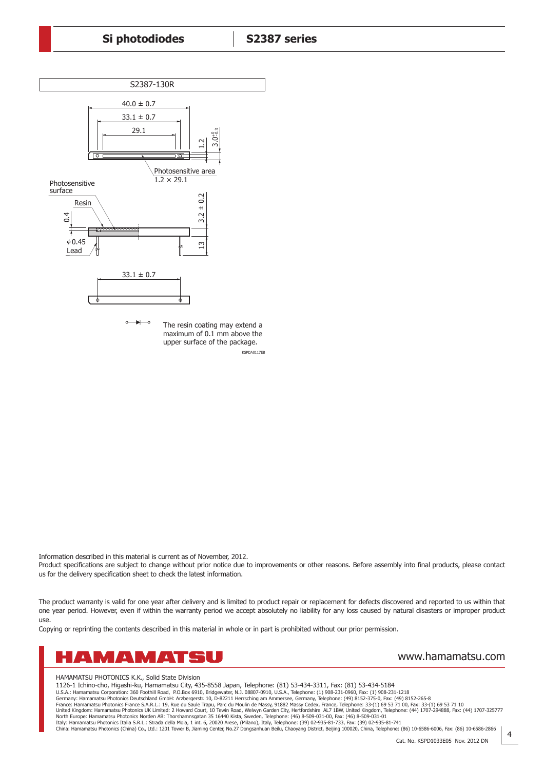S2387-130R

40.0 ± 0.7

33.1 ± 0.7

29.1

1.2

$3.0^{+0}_{-0.3}$

Photosensitive area
1.2 × 29.1

Photosensitive surface

Resin

0.4

3.2 ± 0.2

ϕ0.45
Lead

13

33.1 ± 0.7

The resin coating may extend a maximum of 0.1 mm above the upper surface of the package.

KSPDA0117EB

Information described in this material is current as of November, 2012.

Product specifications are subject to change without prior notice due to improvements or other reasons. Before assembly into final products, please contact us for the delivery specification sheet to check the latest information.

The product warranty is valid for one year after delivery and is limited to product repair or replacement for defects discovered and reported to us within that one year period. However, even if within the warranty period we accept absolutely no liability for any loss caused by natural disasters or improper product use.

Copying or reprinting the contents described in this material in whole or in part is prohibited without our prior permission.

**HAMAMATSU**

www.hamamatsu.com

HAMAMATSU PHOTONICS K.K., Solid State Division

1126-1 Ichino-cho, Higashi-ku, Hamamatsu City, 435-8558 Japan, Telephone: (81) 53-434-3311, Fax: (81) 53-434-5184

U.S.A.: Hamamatsu Corporation: 360 Foothill Road, P.O.Box 6910, Bridgewater, N.J. 08807-0910, U.S.A., Telephone: (1) 908-231-0960, Fax: (1) 908-231-1218

Germany: Hamamatsu Photonics Deutschland GmbH: Arzbergerstr. 10, D-82211 Herrsching am Ammersee, Germany, Telephone: (49) 8152-375-0, Fax: (49) 8152-265-8

France: Hamamatsu Photonics France S.A.R.L.: 19, Rue du Saule Trapu, Parc du Moulin de Massy, 91882 Massy Cedex, France, Telephone: 33-(1) 69 53 71 00, Fax: 33-(1) 69 53 71 10

United Kingdom: Hamamatsu Photonics UK Limited: 2 Howard Court, 10 Tewin Road, Welwyn Garden City, Hertfordshire AL7 1BW, United Kingdom, Telephone: (44) 1707-294888, Fax: (44) 1707-325777

North Europe: Hamamatsu Photonics Norden AB: Thorshamnsgatan 35 16440 Kista, Sweden, Telephone: (46) 8-509-031-00, Fax: (46) 8-509-031-01

Italy: Hamamatsu Photonics Italia S.R.L.: Strada della Moia, 1 int. 6, 20020 Arese, (Milano), Italy, Telephone: (39) 02-935-81-733, Fax: (39) 02-935-81-741

China: Hamamatsu Photonics (China) Co., Ltd.: 1201 Tower B, Jiaming Center, No.27 Dongsanhuan Beilu, Chaoyang District, Beijing 100020, China, Telephone: (86) 10-6586-6006, Fax: (86) 10-6586-2866

Cat. No. KSPD1033E05 Nov. 2012 DN